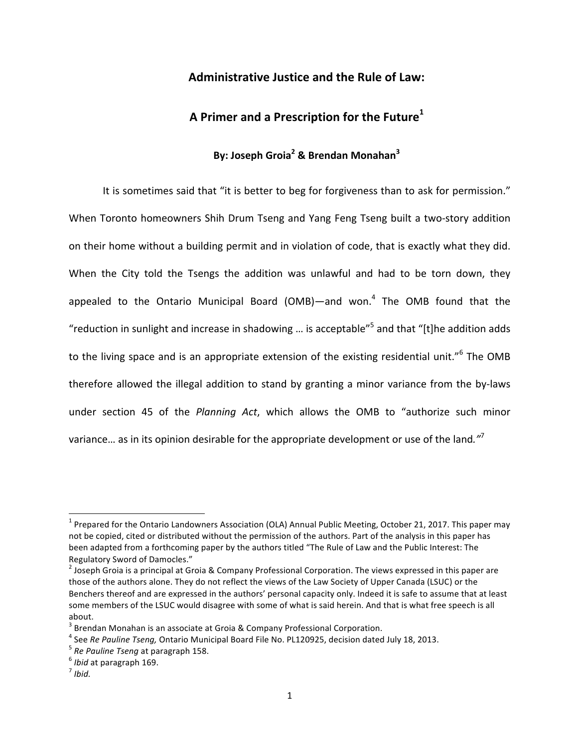# Administrative Justice and the Rule of Law:

## A Primer and a Prescription for the Future[1]

**By: Joseph Groia[2] & Brendan Monahan[3]**

It is sometimes said that "it is better to beg for forgiveness than to ask for permission." When Toronto homeowners Shih Drum Tseng and Yang Feng Tseng built a two-story addition on their home without a building permit and in violation of code, that is exactly what they did. When the City told the Tsengs the addition was unlawful and had to be torn down, they appealed to the Ontario Municipal Board (OMB)—and won.[4] The OMB found that the "reduction in sunlight and increase in shadowing … is acceptable"[5] and that "[t]he addition adds to the living space and is an appropriate extension of the existing residential unit."[6] The OMB therefore allowed the illegal addition to stand by granting a minor variance from the by-laws under section 45 of the *Planning Act*, which allows the OMB to "authorize such minor variance… as in its opinion desirable for the appropriate development or use of the land."[7]

---

[1] Prepared for the Ontario Landowners Association (OLA) Annual Public Meeting, October 21, 2017. This paper may not be copied, cited or distributed without the permission of the authors. Part of the analysis in this paper has been adapted from a forthcoming paper by the authors titled "The Rule of Law and the Public Interest: The Regulatory Sword of Damocles."

[2] Joseph Groia is a principal at Groia & Company Professional Corporation. The views expressed in this paper are those of the authors alone. They do not reflect the views of the Law Society of Upper Canada (LSUC) or the Benchers thereof and are expressed in the authors' personal capacity only. Indeed it is safe to assume that at least some members of the LSUC would disagree with some of what is said herein. And that is what free speech is all about.

[3] Brendan Monahan is an associate at Groia & Company Professional Corporation.

[4] See *Re Pauline Tseng,* Ontario Municipal Board File No. PL120925, decision dated July 18, 2013.

[5] *Re Pauline Tseng* at paragraph 158.

[6] *Ibid* at paragraph 169.

[7] *Ibid.*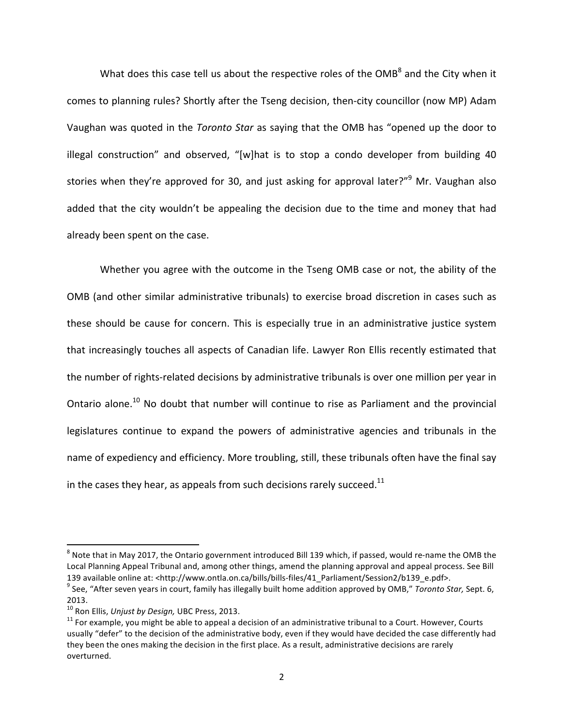What does this case tell us about the respective roles of the OMB[8] and the City when it comes to planning rules? Shortly after the Tseng decision, then-city councillor (now MP) Adam Vaughan was quoted in the *Toronto Star* as saying that the OMB has "opened up the door to illegal construction" and observed, "[w]hat is to stop a condo developer from building 40 stories when they're approved for 30, and just asking for approval later?"[9] Mr. Vaughan also added that the city wouldn't be appealing the decision due to the time and money that had already been spent on the case.

Whether you agree with the outcome in the Tseng OMB case or not, the ability of the OMB (and other similar administrative tribunals) to exercise broad discretion in cases such as these should be cause for concern. This is especially true in an administrative justice system that increasingly touches all aspects of Canadian life. Lawyer Ron Ellis recently estimated that the number of rights-related decisions by administrative tribunals is over one million per year in Ontario alone.[10] No doubt that number will continue to rise as Parliament and the provincial legislatures continue to expand the powers of administrative agencies and tribunals in the name of expediency and efficiency. More troubling, still, these tribunals often have the final say in the cases they hear, as appeals from such decisions rarely succeed.[11]

---

[8] Note that in May 2017, the Ontario government introduced Bill 139 which, if passed, would re-name the OMB the Local Planning Appeal Tribunal and, among other things, amend the planning approval and appeal process. See Bill 139 available online at: <http://www.ontla.on.ca/bills/bills-files/41_Parliament/Session2/b139_e.pdf>.

[9] See, "After seven years in court, family has illegally built home addition approved by OMB," *Toronto Star,* Sept. 6, 2013.

[10] Ron Ellis, *Unjust by Design,* UBC Press, 2013.

[11] For example, you might be able to appeal a decision of an administrative tribunal to a Court. However, Courts usually "defer" to the decision of the administrative body, even if they would have decided the case differently had they been the ones making the decision in the first place. As a result, administrative decisions are rarely overturned.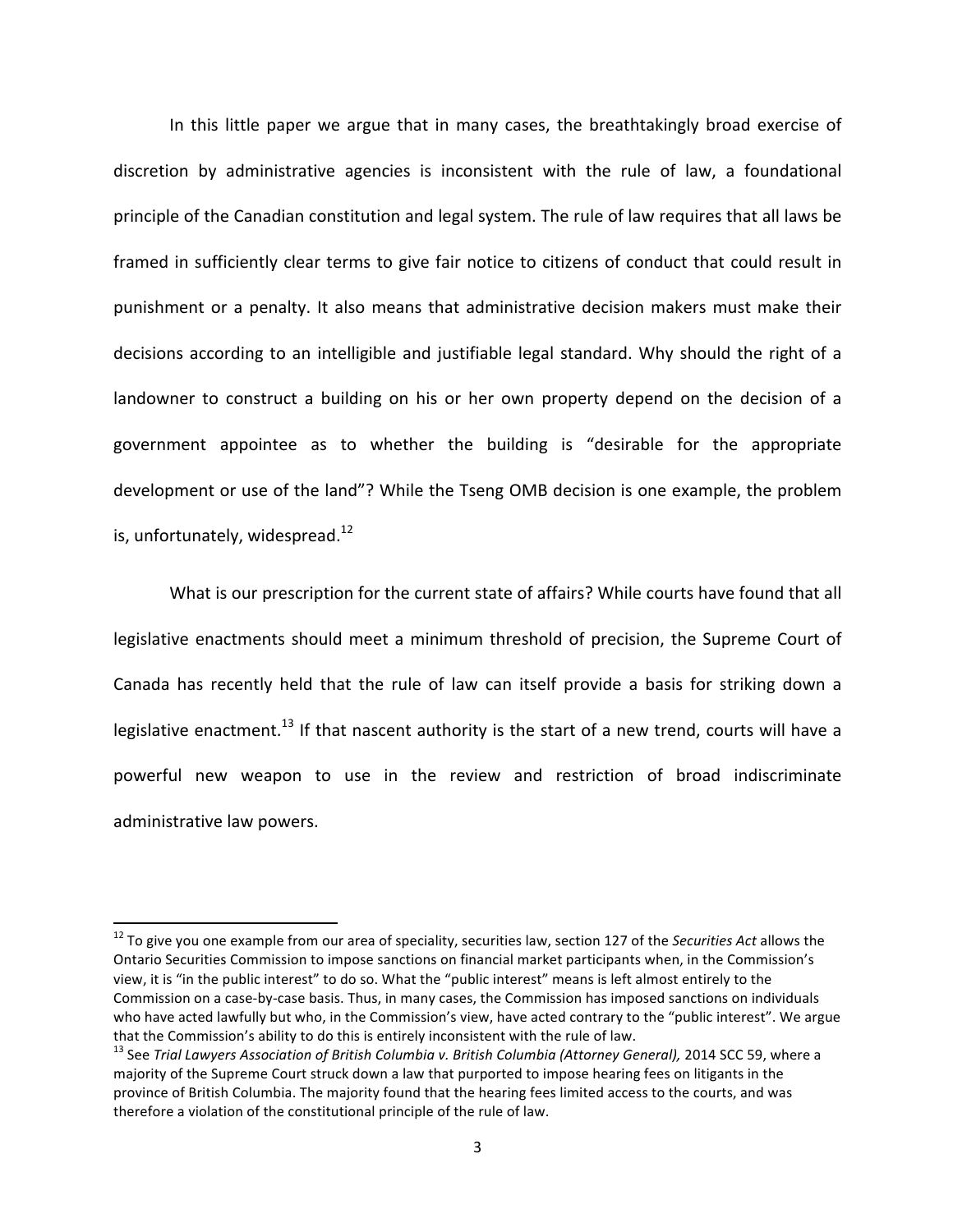In this little paper we argue that in many cases, the breathtakingly broad exercise of discretion by administrative agencies is inconsistent with the rule of law, a foundational principle of the Canadian constitution and legal system. The rule of law requires that all laws be framed in sufficiently clear terms to give fair notice to citizens of conduct that could result in punishment or a penalty. It also means that administrative decision makers must make their decisions according to an intelligible and justifiable legal standard. Why should the right of a landowner to construct a building on his or her own property depend on the decision of a government appointee as to whether the building is "desirable for the appropriate development or use of the land"? While the Tseng OMB decision is one example, the problem is, unfortunately, widespread.[12]

What is our prescription for the current state of affairs? While courts have found that all legislative enactments should meet a minimum threshold of precision, the Supreme Court of Canada has recently held that the rule of law can itself provide a basis for striking down a legislative enactment.[13] If that nascent authority is the start of a new trend, courts will have a powerful new weapon to use in the review and restriction of broad indiscriminate administrative law powers.

---

[12] To give you one example from our area of speciality, securities law, section 127 of the *Securities Act* allows the Ontario Securities Commission to impose sanctions on financial market participants when, in the Commission's view, it is "in the public interest" to do so. What the "public interest" means is left almost entirely to the Commission on a case-by-case basis. Thus, in many cases, the Commission has imposed sanctions on individuals who have acted lawfully but who, in the Commission's view, have acted contrary to the "public interest". We argue that the Commission's ability to do this is entirely inconsistent with the rule of law.

[13] See *Trial Lawyers Association of British Columbia v. British Columbia (Attorney General),* 2014 SCC 59, where a majority of the Supreme Court struck down a law that purported to impose hearing fees on litigants in the province of British Columbia. The majority found that the hearing fees limited access to the courts, and was therefore a violation of the constitutional principle of the rule of law.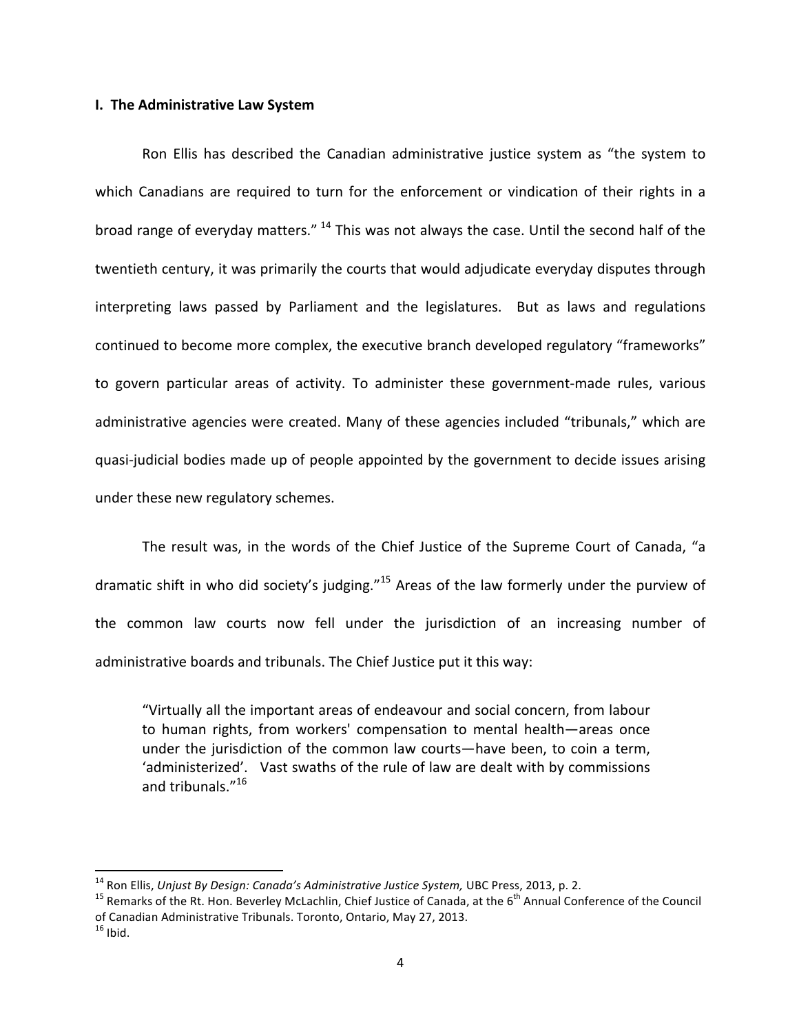## I. The Administrative Law System

Ron Ellis has described the Canadian administrative justice system as "the system to which Canadians are required to turn for the enforcement or vindication of their rights in a broad range of everyday matters." [14] This was not always the case. Until the second half of the twentieth century, it was primarily the courts that would adjudicate everyday disputes through interpreting laws passed by Parliament and the legislatures. But as laws and regulations continued to become more complex, the executive branch developed regulatory "frameworks" to govern particular areas of activity. To administer these government-made rules, various administrative agencies were created. Many of these agencies included "tribunals," which are quasi-judicial bodies made up of people appointed by the government to decide issues arising under these new regulatory schemes.

The result was, in the words of the Chief Justice of the Supreme Court of Canada, "a dramatic shift in who did society's judging."[15] Areas of the law formerly under the purview of the common law courts now fell under the jurisdiction of an increasing number of administrative boards and tribunals. The Chief Justice put it this way:

> "Virtually all the important areas of endeavour and social concern, from labour to human rights, from workers' compensation to mental health—areas once under the jurisdiction of the common law courts—have been, to coin a term, 'administerized'. Vast swaths of the rule of law are dealt with by commissions and tribunals."[16]

---

[14] Ron Ellis, *Unjust By Design: Canada's Administrative Justice System,* UBC Press, 2013, p. 2.

[15] Remarks of the Rt. Hon. Beverley McLachlin, Chief Justice of Canada, at the 6th Annual Conference of the Council of Canadian Administrative Tribunals. Toronto, Ontario, May 27, 2013.

[16] Ibid.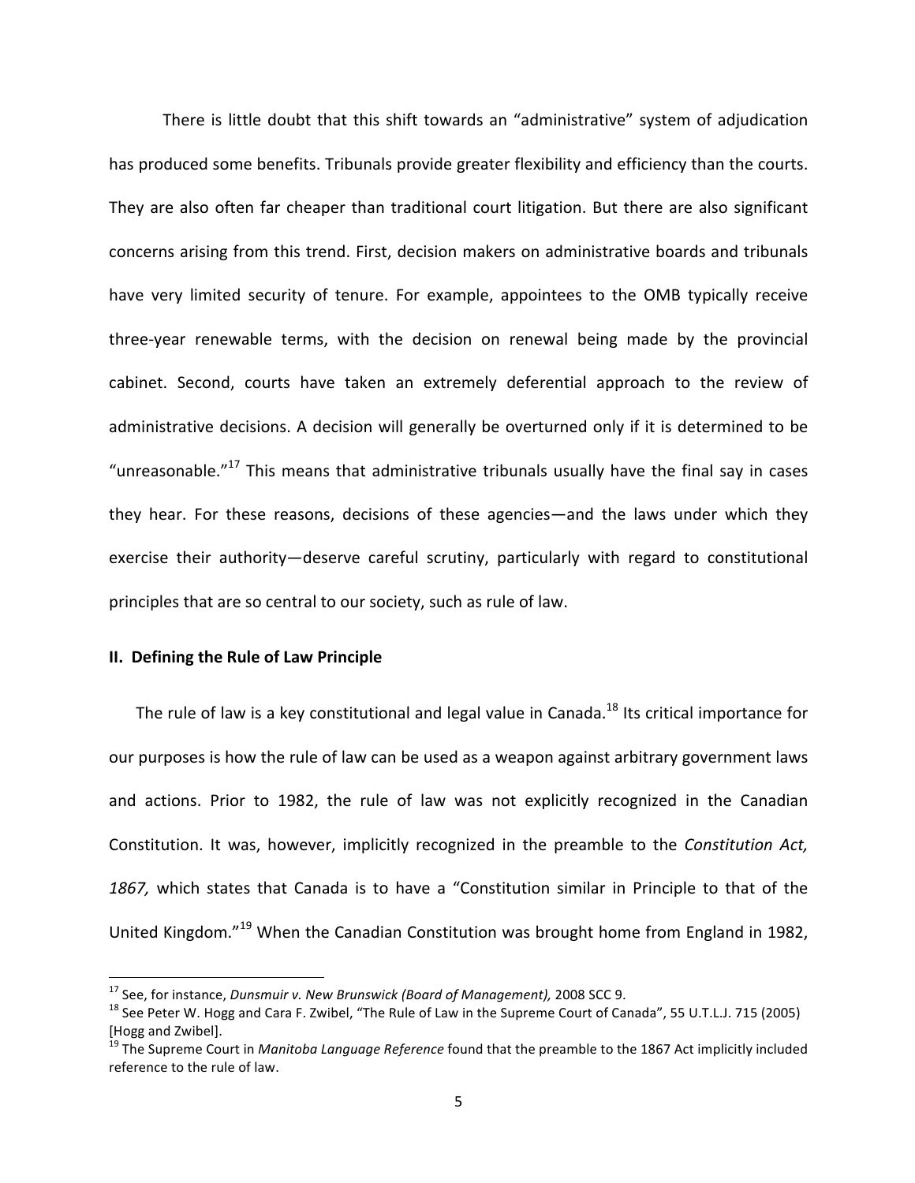There is little doubt that this shift towards an "administrative" system of adjudication has produced some benefits. Tribunals provide greater flexibility and efficiency than the courts. They are also often far cheaper than traditional court litigation. But there are also significant concerns arising from this trend. First, decision makers on administrative boards and tribunals have very limited security of tenure. For example, appointees to the OMB typically receive three-year renewable terms, with the decision on renewal being made by the provincial cabinet. Second, courts have taken an extremely deferential approach to the review of administrative decisions. A decision will generally be overturned only if it is determined to be "unreasonable."[17] This means that administrative tribunals usually have the final say in cases they hear. For these reasons, decisions of these agencies—and the laws under which they exercise their authority—deserve careful scrutiny, particularly with regard to constitutional principles that are so central to our society, such as rule of law.

## II. Defining the Rule of Law Principle

The rule of law is a key constitutional and legal value in Canada.[18] Its critical importance for our purposes is how the rule of law can be used as a weapon against arbitrary government laws and actions. Prior to 1982, the rule of law was not explicitly recognized in the Canadian Constitution. It was, however, implicitly recognized in the preamble to the *Constitution Act, 1867,* which states that Canada is to have a "Constitution similar in Principle to that of the United Kingdom."[19] When the Canadian Constitution was brought home from England in 1982,

---

[17] See, for instance, *Dunsmuir v. New Brunswick (Board of Management),* 2008 SCC 9.

[18] See Peter W. Hogg and Cara F. Zwibel, "The Rule of Law in the Supreme Court of Canada", 55 U.T.L.J. 715 (2005) [Hogg and Zwibel].

[19] The Supreme Court in *Manitoba Language Reference* found that the preamble to the 1867 Act implicitly included reference to the rule of law.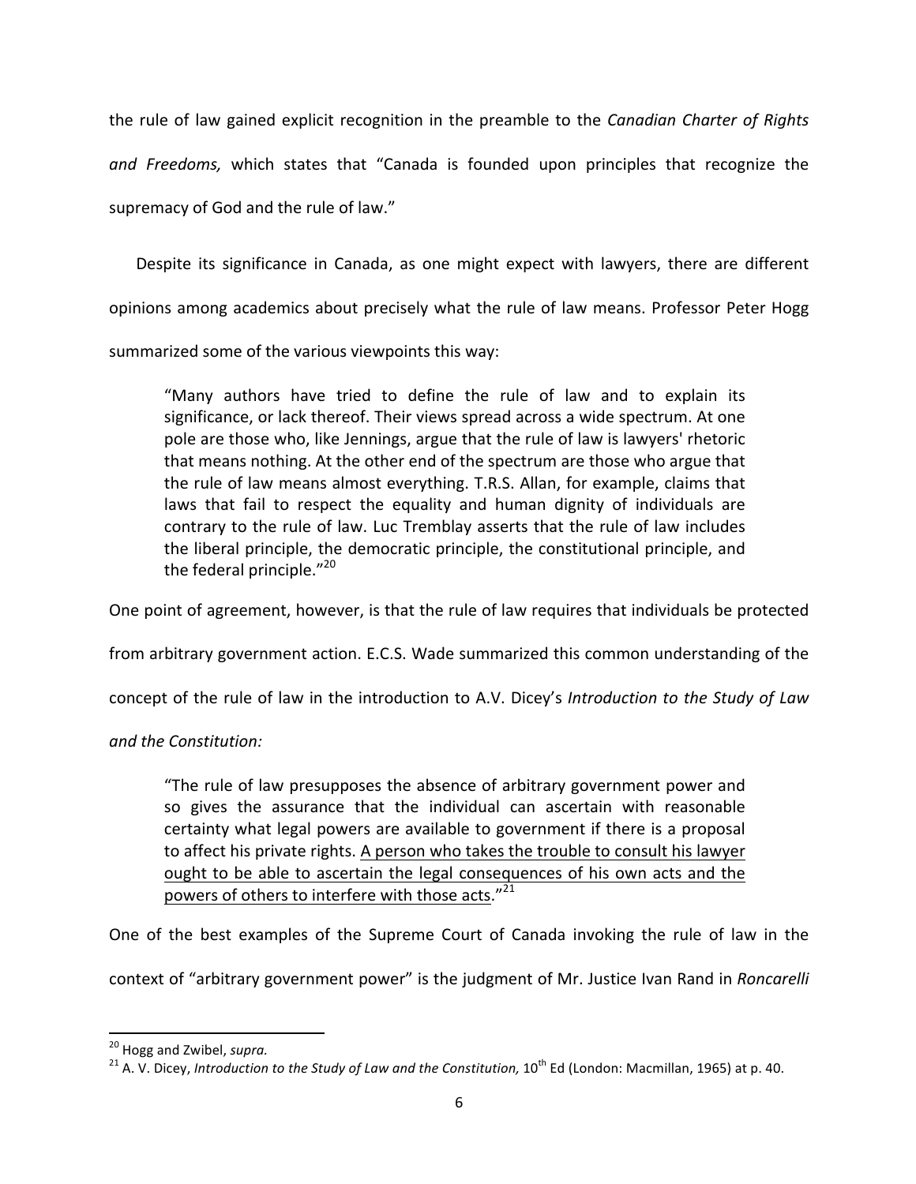the rule of law gained explicit recognition in the preamble to the *Canadian Charter of Rights and Freedoms,* which states that "Canada is founded upon principles that recognize the supremacy of God and the rule of law."

Despite its significance in Canada, as one might expect with lawyers, there are different opinions among academics about precisely what the rule of law means. Professor Peter Hogg summarized some of the various viewpoints this way:

> "Many authors have tried to define the rule of law and to explain its significance, or lack thereof. Their views spread across a wide spectrum. At one pole are those who, like Jennings, argue that the rule of law is lawyers' rhetoric that means nothing. At the other end of the spectrum are those who argue that the rule of law means almost everything. T.R.S. Allan, for example, claims that laws that fail to respect the equality and human dignity of individuals are contrary to the rule of law. Luc Tremblay asserts that the rule of law includes the liberal principle, the democratic principle, the constitutional principle, and the federal principle."[20]

One point of agreement, however, is that the rule of law requires that individuals be protected from arbitrary government action. E.C.S. Wade summarized this common understanding of the concept of the rule of law in the introduction to A.V. Dicey's *Introduction to the Study of Law and the Constitution:*

> "The rule of law presupposes the absence of arbitrary government power and so gives the assurance that the individual can ascertain with reasonable certainty what legal powers are available to government if there is a proposal to affect his private rights. <u>A person who takes the trouble to consult his lawyer ought to be able to ascertain the legal consequences of his own acts and the powers of others to interfere with those acts</u>."[21]

One of the best examples of the Supreme Court of Canada invoking the rule of law in the context of "arbitrary government power" is the judgment of Mr. Justice Ivan Rand in *Roncarelli*

---

[20] Hogg and Zwibel, *supra.*

[21] A. V. Dicey, *Introduction to the Study of Law and the Constitution,* 10th Ed (London: Macmillan, 1965) at p. 40.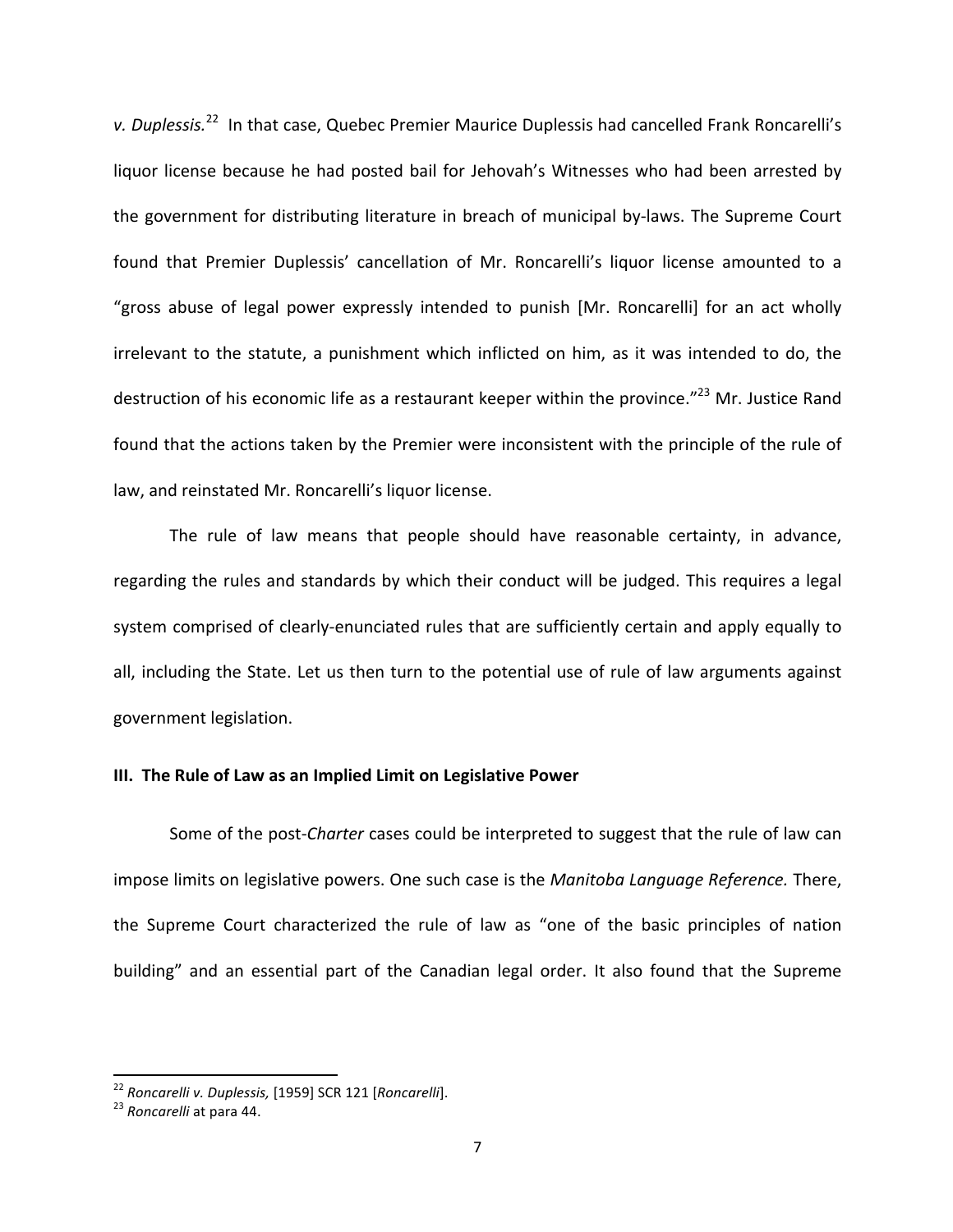*v. Duplessis.*[22] In that case, Quebec Premier Maurice Duplessis had cancelled Frank Roncarelli's liquor license because he had posted bail for Jehovah's Witnesses who had been arrested by the government for distributing literature in breach of municipal by-laws. The Supreme Court found that Premier Duplessis' cancellation of Mr. Roncarelli's liquor license amounted to a "gross abuse of legal power expressly intended to punish [Mr. Roncarelli] for an act wholly irrelevant to the statute, a punishment which inflicted on him, as it was intended to do, the destruction of his economic life as a restaurant keeper within the province."[23] Mr. Justice Rand found that the actions taken by the Premier were inconsistent with the principle of the rule of law, and reinstated Mr. Roncarelli's liquor license.

The rule of law means that people should have reasonable certainty, in advance, regarding the rules and standards by which their conduct will be judged. This requires a legal system comprised of clearly-enunciated rules that are sufficiently certain and apply equally to all, including the State. Let us then turn to the potential use of rule of law arguments against government legislation.

**III. The Rule of Law as an Implied Limit on Legislative Power**

Some of the post-*Charter* cases could be interpreted to suggest that the rule of law can impose limits on legislative powers. One such case is the *Manitoba Language Reference.* There, the Supreme Court characterized the rule of law as "one of the basic principles of nation building" and an essential part of the Canadian legal order. It also found that the Supreme

---

[22] *Roncarelli v. Duplessis,* [1959] SCR 121 [*Roncarelli*].

[23] *Roncarelli* at para 44.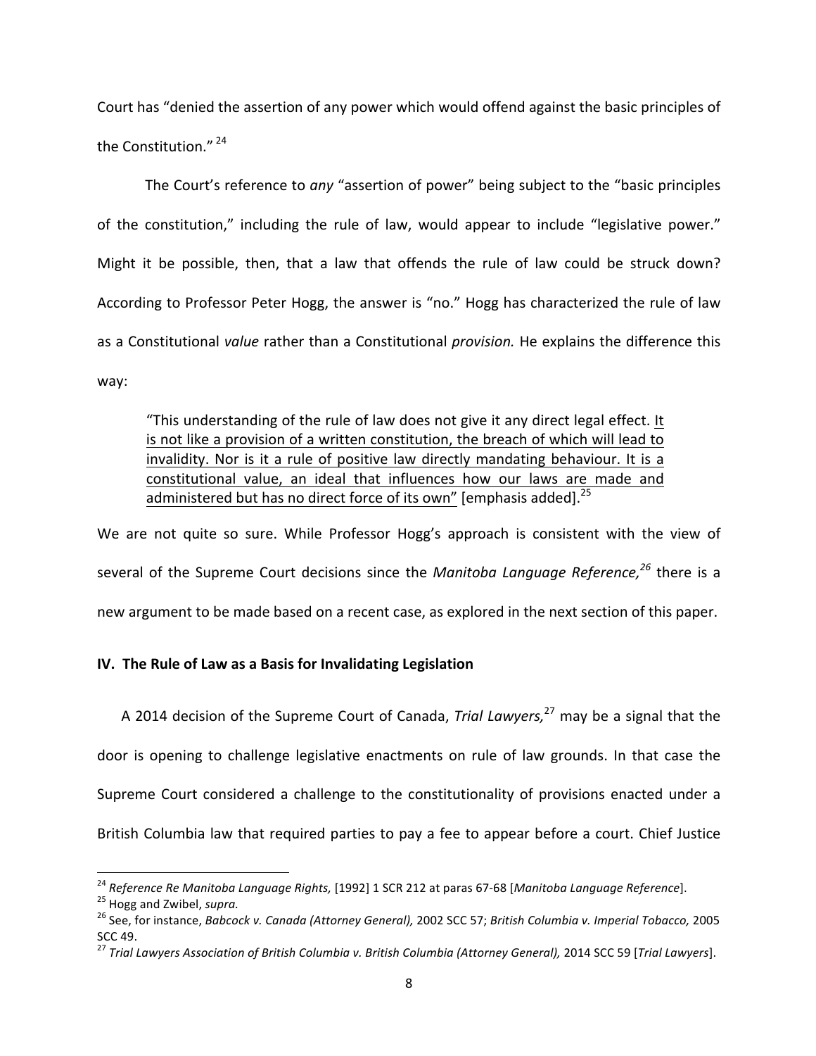Court has "denied the assertion of any power which would offend against the basic principles of the Constitution." [24]

The Court's reference to *any* "assertion of power" being subject to the "basic principles of the constitution," including the rule of law, would appear to include "legislative power." Might it be possible, then, that a law that offends the rule of law could be struck down? According to Professor Peter Hogg, the answer is "no." Hogg has characterized the rule of law as a Constitutional *value* rather than a Constitutional *provision.* He explains the difference this way:

> "This understanding of the rule of law does not give it any direct legal effect. <u>It is not like a provision of a written constitution, the breach of which will lead to invalidity. Nor is it a rule of positive law directly mandating behaviour. It is a constitutional value, an ideal that influences how our laws are made and administered but has no direct force of its own"</u> [emphasis added].[25]

We are not quite so sure. While Professor Hogg's approach is consistent with the view of several of the Supreme Court decisions since the *Manitoba Language Reference,*[26] there is a new argument to be made based on a recent case, as explored in the next section of this paper.

## IV. The Rule of Law as a Basis for Invalidating Legislation

A 2014 decision of the Supreme Court of Canada, *Trial Lawyers,*[27] may be a signal that the door is opening to challenge legislative enactments on rule of law grounds. In that case the Supreme Court considered a challenge to the constitutionality of provisions enacted under a British Columbia law that required parties to pay a fee to appear before a court. Chief Justice

---

[24] *Reference Re Manitoba Language Rights,* [1992] 1 SCR 212 at paras 67-68 [*Manitoba Language Reference*].

[25] Hogg and Zwibel, *supra.*

[26] See, for instance, *Babcock v. Canada (Attorney General),* 2002 SCC 57; *British Columbia v. Imperial Tobacco,* 2005 SCC 49.

[27] *Trial Lawyers Association of British Columbia v. British Columbia (Attorney General),* 2014 SCC 59 [*Trial Lawyers*].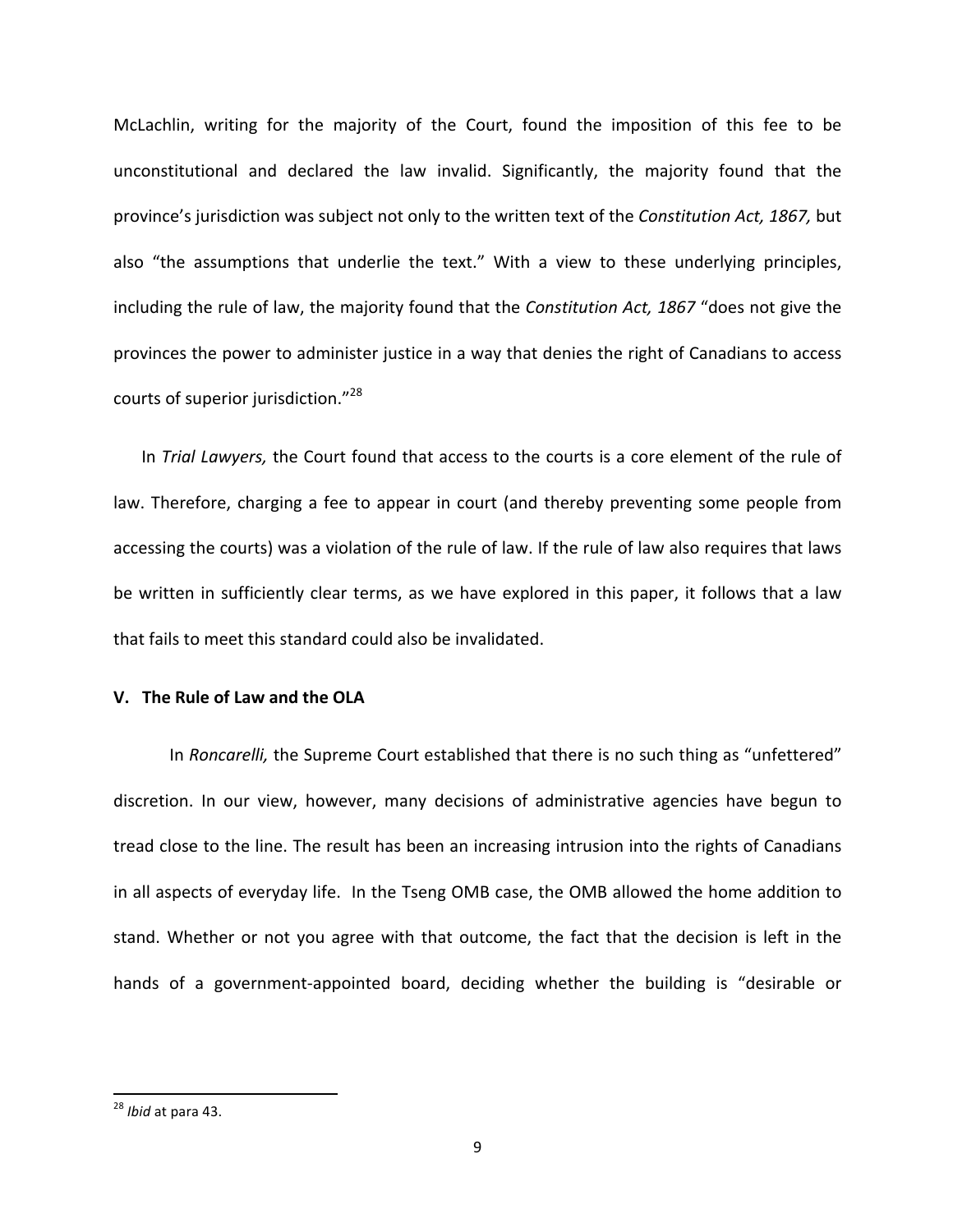McLachlin, writing for the majority of the Court, found the imposition of this fee to be unconstitutional and declared the law invalid. Significantly, the majority found that the province's jurisdiction was subject not only to the written text of the *Constitution Act, 1867,* but also "the assumptions that underlie the text." With a view to these underlying principles, including the rule of law, the majority found that the *Constitution Act, 1867* "does not give the provinces the power to administer justice in a way that denies the right of Canadians to access courts of superior jurisdiction."[28]

In *Trial Lawyers,* the Court found that access to the courts is a core element of the rule of law. Therefore, charging a fee to appear in court (and thereby preventing some people from accessing the courts) was a violation of the rule of law. If the rule of law also requires that laws be written in sufficiently clear terms, as we have explored in this paper, it follows that a law that fails to meet this standard could also be invalidated.

## V. The Rule of Law and the OLA

In *Roncarelli,* the Supreme Court established that there is no such thing as "unfettered" discretion. In our view, however, many decisions of administrative agencies have begun to tread close to the line. The result has been an increasing intrusion into the rights of Canadians in all aspects of everyday life. In the Tseng OMB case, the OMB allowed the home addition to stand. Whether or not you agree with that outcome, the fact that the decision is left in the hands of a government-appointed board, deciding whether the building is "desirable or

---

[28] *Ibid* at para 43.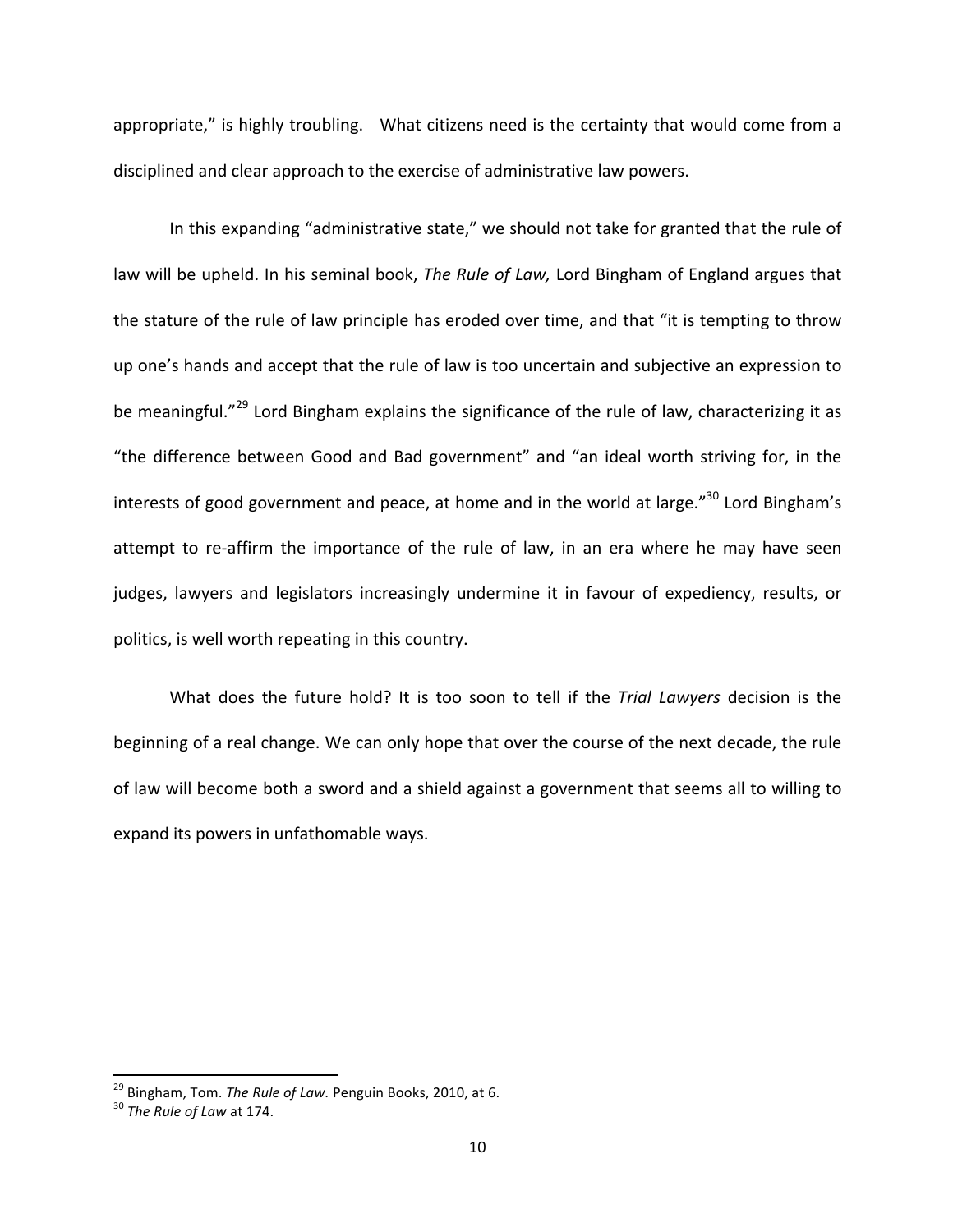appropriate," is highly troubling. What citizens need is the certainty that would come from a disciplined and clear approach to the exercise of administrative law powers.

In this expanding "administrative state," we should not take for granted that the rule of law will be upheld. In his seminal book, *The Rule of Law,* Lord Bingham of England argues that the stature of the rule of law principle has eroded over time, and that "it is tempting to throw up one's hands and accept that the rule of law is too uncertain and subjective an expression to be meaningful."[29] Lord Bingham explains the significance of the rule of law, characterizing it as "the difference between Good and Bad government" and "an ideal worth striving for, in the interests of good government and peace, at home and in the world at large."[30] Lord Bingham's attempt to re-affirm the importance of the rule of law, in an era where he may have seen judges, lawyers and legislators increasingly undermine it in favour of expediency, results, or politics, is well worth repeating in this country.

What does the future hold? It is too soon to tell if the *Trial Lawyers* decision is the beginning of a real change. We can only hope that over the course of the next decade, the rule of law will become both a sword and a shield against a government that seems all to willing to expand its powers in unfathomable ways.

---

[29] Bingham, Tom. *The Rule of Law.* Penguin Books, 2010, at 6.

[30] *The Rule of Law* at 174.